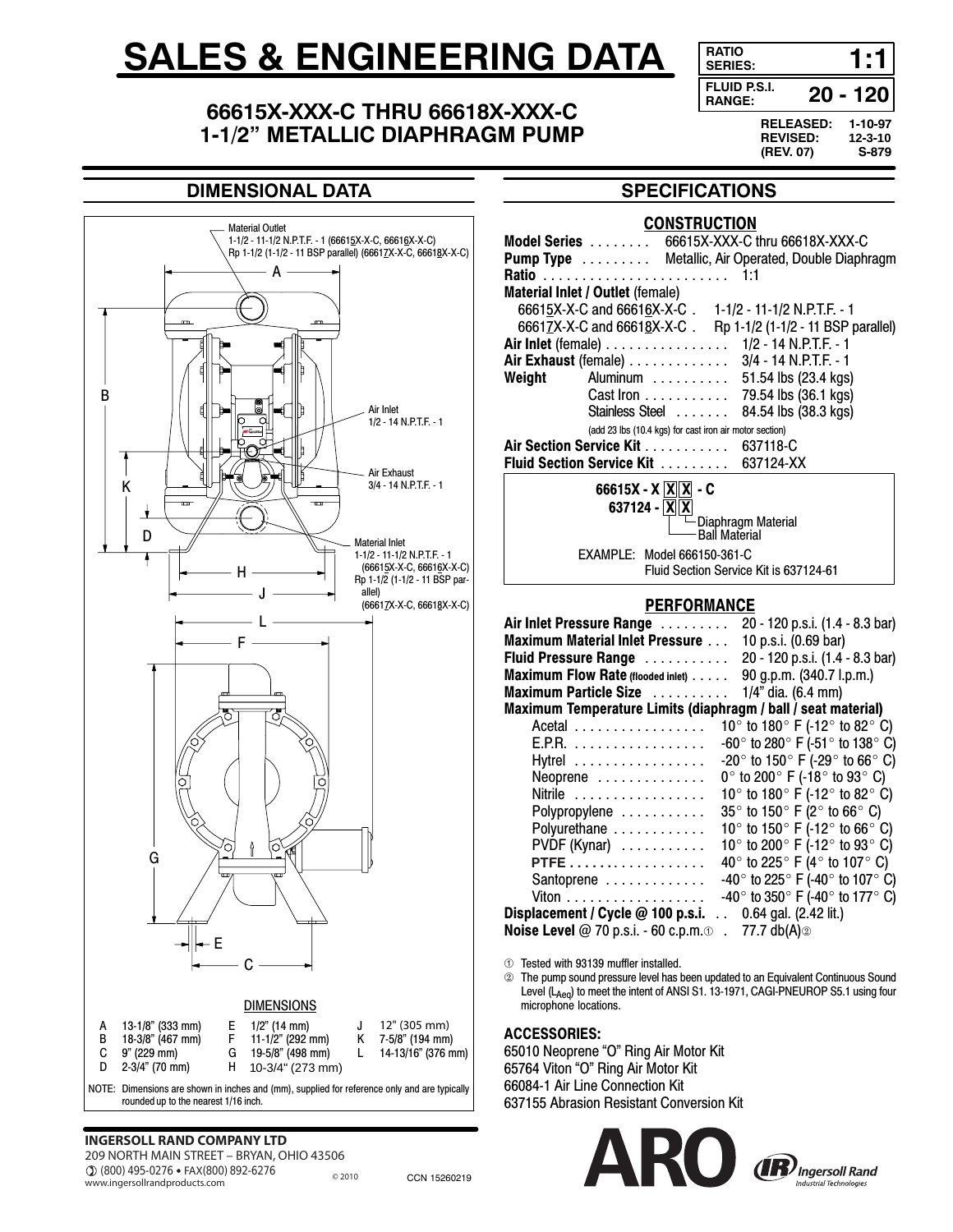# SALES & ENGINEERING DATA

## 66615X-XXX-C THRU 66618X-XXX-C 1-1/2" METALLIC DIAPHRAGM PUMP

| | |
|---|---|
| RATIO SERIES: | 1:1 |
| FLUID P.S.I. RANGE: | 20 - 120 |

RELEASED: 1-10-97
REVISED: 12-3-10
(REV. 07) S-879

## DIMENSIONAL DATA

Material Outlet
1-1/2 - 11-1/2 N.P.T.F. - 1 (66615X-X-C, 66616X-X-C)
Rp 1-1/2 (1-1/2 - 11 BSP parallel) (66617X-X-C, 66618X-X-C)

Air Inlet
1/2 - 14 N.P.T.F. - 1

Air Exhaust
3/4 - 14 N.P.T.F. - 1

Material Inlet
1-1/2 - 11-1/2 N.P.T.F. - 1 (66615X-X-C, 66616X-X-C)
Rp 1-1/2 (1-1/2 - 11 BSP parallel) (66617X-X-C, 66618X-X-C)

DIMENSIONS

| | | | | | | | |
|---|---|---|---|---|---|---|---|
| A | 13-1/8" (333 mm) | E | 1/2" (14 mm) | J | 12" (305 mm) | | |
| B | 18-3/8" (467 mm) | F | 11-1/2" (292 mm) | K | 7-5/8" (194 mm) | | |
| C | 9" (229 mm) | G | 19-5/8" (498 mm) | L | 14-13/16" (376 mm) | | |
| D | 2-3/4" (70 mm) | H | 10-3/4" (273 mm) | | | | |

NOTE: Dimensions are shown in inches and (mm), supplied for reference only and are typically rounded up to the nearest 1/16 inch.

## SPECIFICATIONS

### CONSTRUCTION

**Model Series** . . . . . . . . 66615X-XXX-C thru 66618X-XXX-C
**Pump Type** . . . . . . . . . Metallic, Air Operated, Double Diaphragm
**Ratio** . . . . . . . . . . . . . . . . . . . . . . . . 1:1
**Material Inlet / Outlet** (female)
66615X-X-C and 66616X-X-C . 1-1/2 - 11-1/2 N.P.T.F. - 1
66617X-X-C and 66618X-X-C . Rp 1-1/2 (1-1/2 - 11 BSP parallel)
**Air Inlet** (female) . . . . . . . . . . . . . . . 1/2 - 14 N.P.T.F. - 1
**Air Exhaust** (female) . . . . . . . . . . . . 3/4 - 14 N.P.T.F. - 1
**Weight** Aluminum . . . . . . . . . . 51.54 lbs (23.4 kgs)
Cast Iron . . . . . . . . . . . 79.54 lbs (36.1 kgs)
Stainless Steel . . . . . . . 84.54 lbs (38.3 kgs)
(add 23 lbs (10.4 kgs) for cast iron air motor section)
**Air Section Service Kit** . . . . . . . . . . . 637118-C
**Fluid Section Service Kit** . . . . . . . . . 637124-XX

66615X - X [X] [X] - C
637124 - [X] [X]
└ Diaphragm Material
└ Ball Material

EXAMPLE: Model 666150-361-C
Fluid Section Service Kit is 637124-61

### PERFORMANCE

**Air Inlet Pressure Range** . . . . . . . . . 20 - 120 p.s.i. (1.4 - 8.3 bar)
**Maximum Material Inlet Pressure** . . . 10 p.s.i. (0.69 bar)
**Fluid Pressure Range** . . . . . . . . . . . 20 - 120 p.s.i. (1.4 - 8.3 bar)
**Maximum Flow Rate (flooded inlet)** . . . . . 90 g.p.m. (340.7 l.p.m.)
**Maximum Particle Size** . . . . . . . . . . 1/4" dia. (6.4 mm)
**Maximum Temperature Limits (diaphragm / ball / seat material)**

| Material | Temperature Limits |
|---|---|
| Acetal | 10° to 180° F (-12° to 82° C) |
| E.P.R. | -60° to 280° F (-51° to 138° C) |
| Hytrel | -20° to 150° F (-29° to 66° C) |
| Neoprene | 0° to 200° F (-18° to 93° C) |
| Nitrile | 10° to 180° F (-12° to 82° C) |
| Polypropylene | 35° to 150° F (2° to 66° C) |
| Polyurethane | 10° to 150° F (-12° to 66° C) |
| PVDF (Kynar) | 10° to 200° F (-12° to 93° C) |
| PTFE | 40° to 225° F (4° to 107° C) |
| Santoprene | -40° to 225° F (-40° to 107° C) |
| Viton | -40° to 350° F (-40° to 177° C) |

**Displacement / Cycle @ 100 p.s.i.** . . 0.64 gal. (2.42 lit.)
**Noise Level** @ 70 p.s.i. - 60 c.p.m.① . 77.7 db(A)②

① Tested with 93139 muffler installed.
② The pump sound pressure level has been updated to an Equivalent Continuous Sound Level ($L_{Aeq}$) to meet the intent of ANSI S1. 13-1971, CAGI-PNEUROP S5.1 using four microphone locations.

### ACCESSORIES:

65010 Neoprene "O" Ring Air Motor Kit
65764 Viton "O" Ring Air Motor Kit
66084-1 Air Line Connection Kit
637155 Abrasion Resistant Conversion Kit

**INGERSOLL RAND COMPANY LTD**
209 NORTH MAIN STREET – BRYAN, OHIO 43506
(800) 495-0276 • FAX(800) 892-6276
www.ingersollrandproducts.com
© 2010 CCN 15260219

ARO Ingersoll Rand Industrial Technologies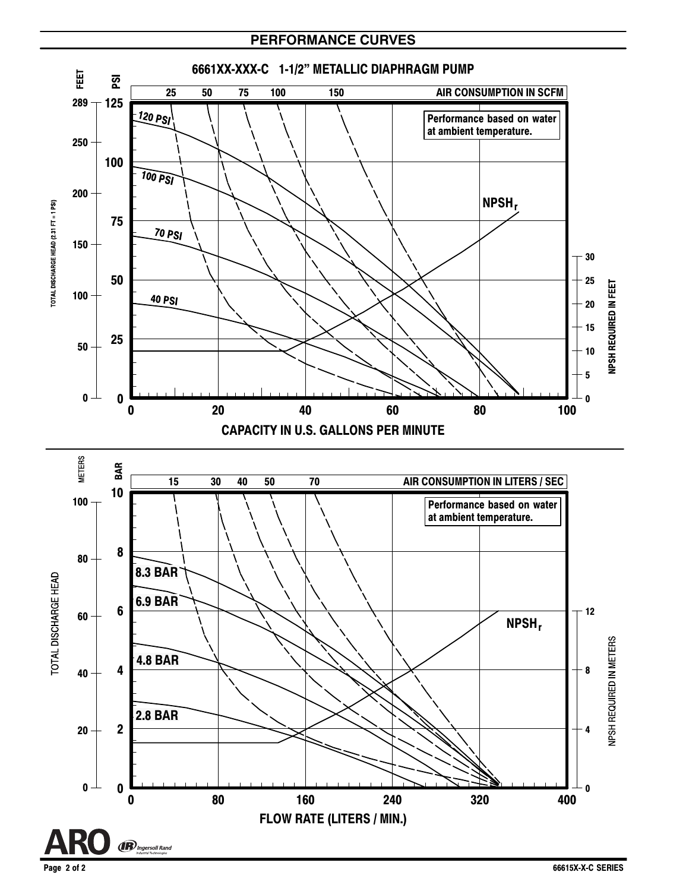## PERFORMANCE CURVES

**6661XX-XXX-C 1-1/2" METALLIC DIAPHRAGM PUMP**

AIR CONSUMPTION IN SCFM

25 50 75 100 150

Performance based on water at ambient temperature.

120 PSI

100 PSI

70 PSI

40 PSI

NPSH$_r$

FEET

289 250 200 150 100 50 0

PSI

125 100 75 50 25 0

TOTAL DISCHARGE HEAD (2.31 FT = 1 PSI)

NPSH REQUIRED IN FEET

30 25 20 15 10 5 0

0 20 40 60 80 100

CAPACITY IN U.S. GALLONS PER MINUTE

AIR CONSUMPTION IN LITERS / SEC

15 30 40 50 70

Performance based on water at ambient temperature.

8.3 BAR

6.9 BAR

4.8 BAR

2.8 BAR

NPSH$_r$

METERS

100 80 60 40 20 0

BAR

10 8 6 4 2 0

TOTAL DISCHARGE HEAD

NPSH REQUIRED IN METERS

12 8 4 0

0 80 160 240 320 400

FLOW RATE (LITERS / MIN.)

ARO Ingersoll Rand Industrial Technologies

66615X-X-C SERIES